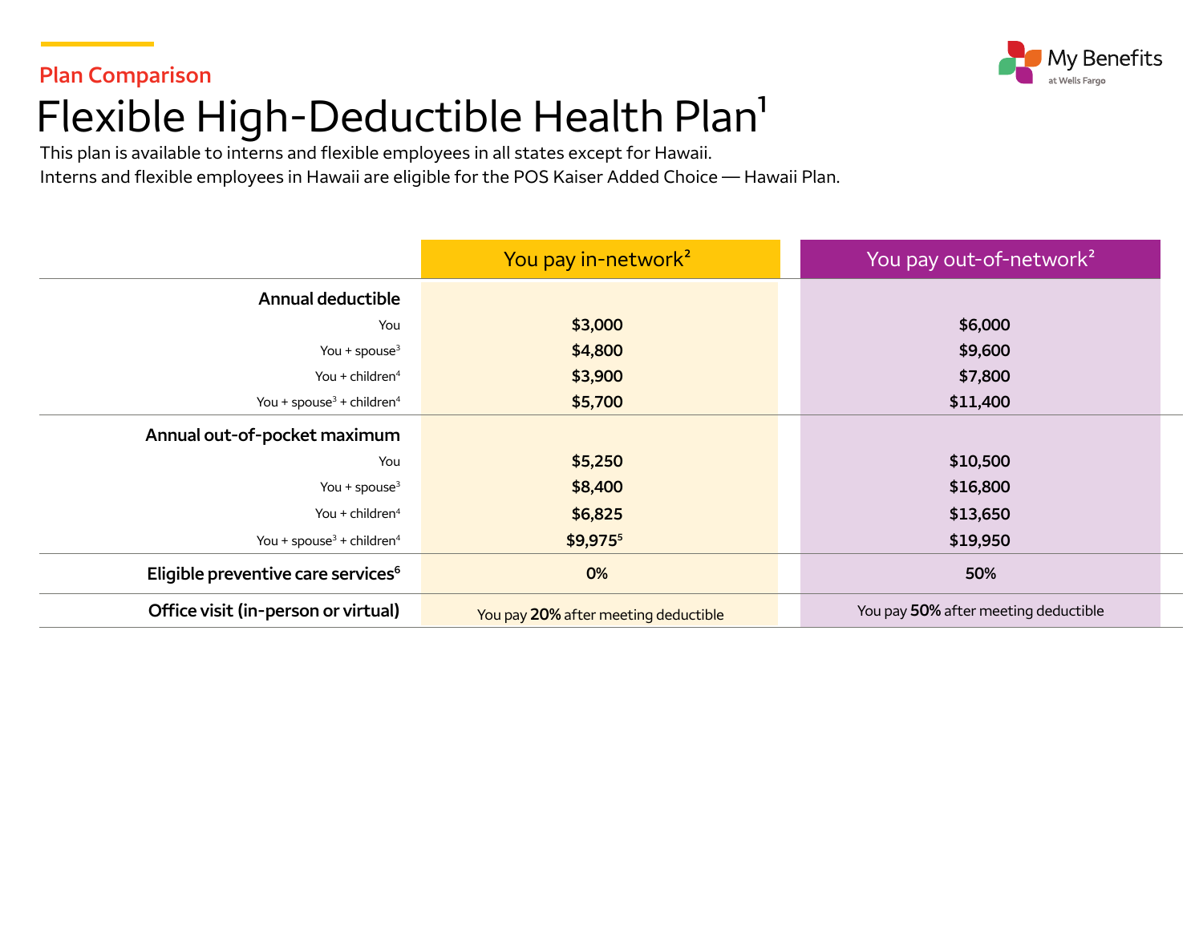Plan Comparison

# Flexible High-Deductible Health Plan[1]

This plan is available to interns and flexible employees in all states except for Hawaii.
Interns and flexible employees in Hawaii are eligible for the POS Kaiser Added Choice — Hawaii Plan.

| | You pay in-network[2] | You pay out-of-network[2] |
|---|---|---|
| **Annual deductible** | | |
| You | **$3,000** | **$6,000** |
| You + spouse[3] | **$4,800** | **$9,600** |
| You + children[4] | **$3,900** | **$7,800** |
| You + spouse[3] + children[4] | **$5,700** | **$11,400** |
| **Annual out-of-pocket maximum** | | |
| You | **$5,250** | **$10,500** |
| You + spouse[3] | **$8,400** | **$16,800** |
| You + children[4] | **$6,825** | **$13,650** |
| You + spouse[3] + children[4] | **$9,975**[5] | **$19,950** |
| **Eligible preventive care services**[6] | **0%** | **50%** |
| **Office visit (in-person or virtual)** | You pay **20%** after meeting deductible | You pay **50%** after meeting deductible |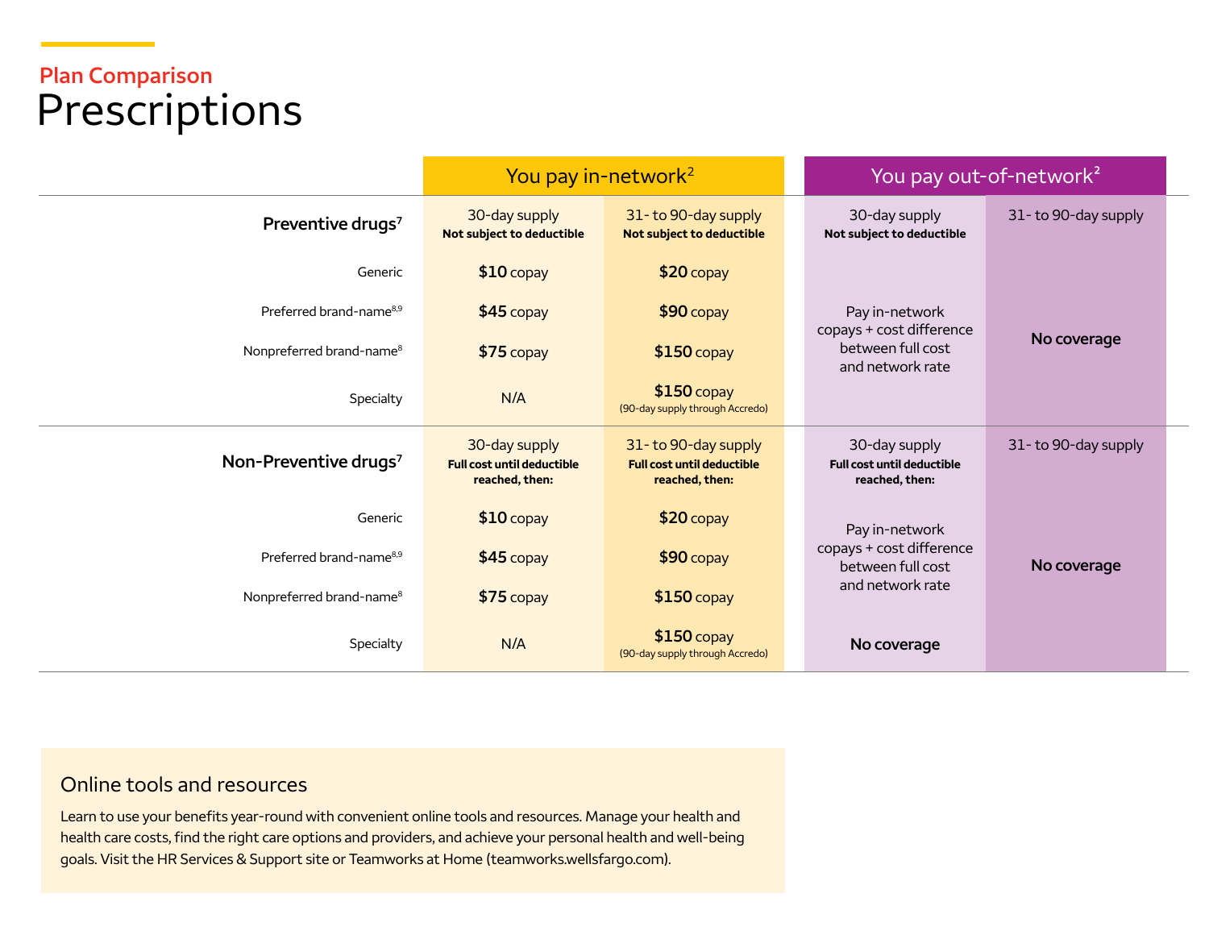## Plan Comparison

# Prescriptions

| | You pay in-network[2] | | You pay out-of-network[2] | |
|---|---|---|---|---|
| **Preventive drugs[7]** | 30-day supply **Not subject to deductible** | 31- to 90-day supply **Not subject to deductible** | 30-day supply **Not subject to deductible** | 31- to 90-day supply |
| Generic | **$10** copay | **$20** copay | Pay in-network copays + cost difference between full cost and network rate | **No coverage** |
| Preferred brand-name[8,9] | **$45** copay | **$90** copay | | |
| Nonpreferred brand-name[8] | **$75** copay | **$150** copay | | |
| Specialty | N/A | **$150** copay (90-day supply through Accredo) | | |
| **Non-Preventive drugs[7]** | 30-day supply **Full cost until deductible reached, then:** | 31- to 90-day supply **Full cost until deductible reached, then:** | 30-day supply **Full cost until deductible reached, then:** | 31- to 90-day supply |
| Generic | **$10** copay | **$20** copay | Pay in-network copays + cost difference between full cost and network rate | **No coverage** |
| Preferred brand-name[8,9] | **$45** copay | **$90** copay | | |
| Nonpreferred brand-name[8] | **$75** copay | **$150** copay | | |
| Specialty | N/A | **$150** copay (90-day supply through Accredo) | **No coverage** | |

### Online tools and resources

Learn to use your benefits year-round with convenient online tools and resources. Manage your health and health care costs, find the right care options and providers, and achieve your personal health and well-being goals. Visit the HR Services & Support site or Teamworks at Home (teamworks.wellsfargo.com).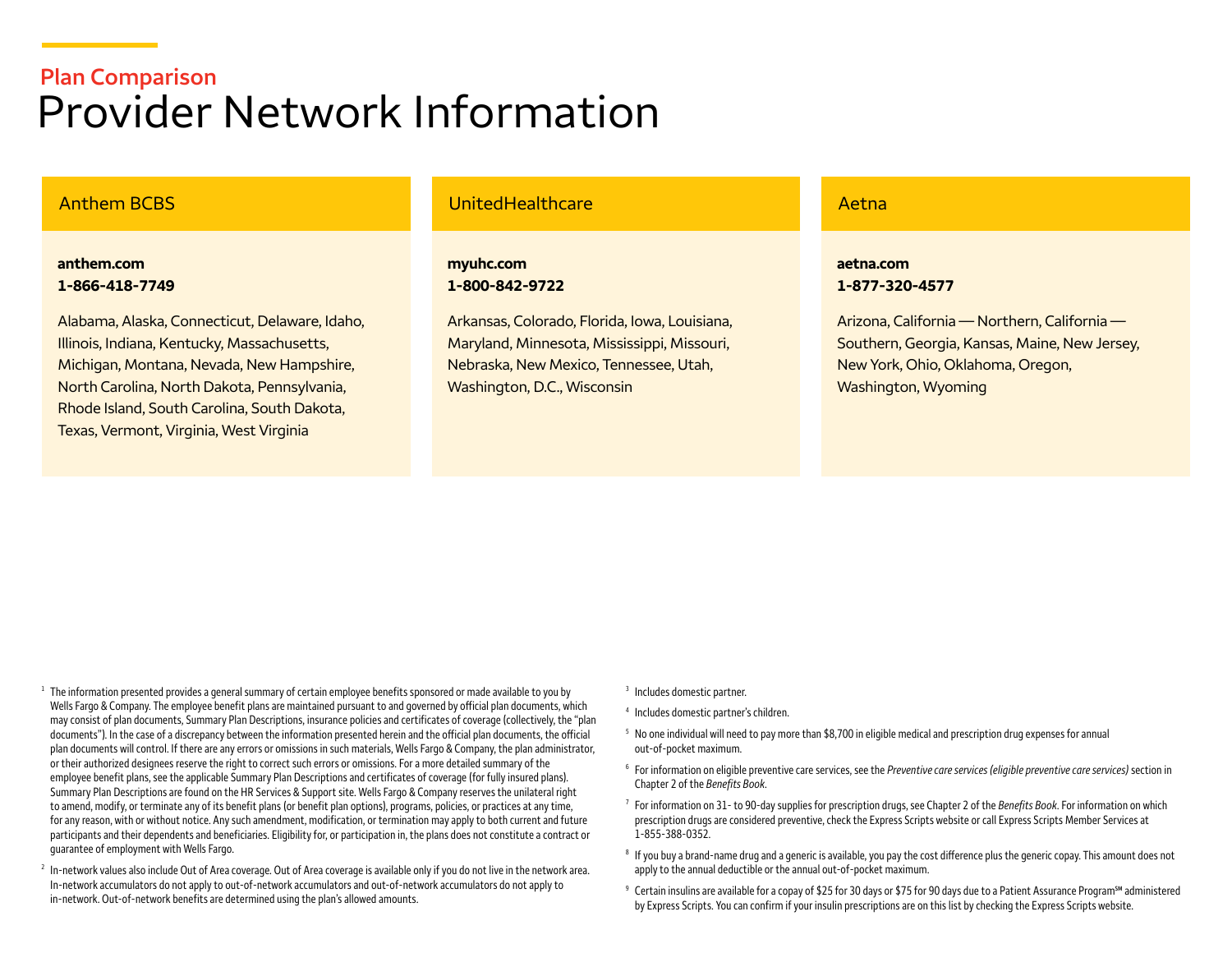## Plan Comparison

# Provider Network Information

### Anthem BCBS

**anthem.com**
**1-866-418-7749**

Alabama, Alaska, Connecticut, Delaware, Idaho, Illinois, Indiana, Kentucky, Massachusetts, Michigan, Montana, Nevada, New Hampshire, North Carolina, North Dakota, Pennsylvania, Rhode Island, South Carolina, South Dakota, Texas, Vermont, Virginia, West Virginia

### UnitedHealthcare

**myuhc.com**
**1-800-842-9722**

Arkansas, Colorado, Florida, Iowa, Louisiana, Maryland, Minnesota, Mississippi, Missouri, Nebraska, New Mexico, Tennessee, Utah, Washington, D.C., Wisconsin

### Aetna

**aetna.com**
**1-877-320-4577**

Arizona, California — Northern, California — Southern, Georgia, Kansas, Maine, New Jersey, New York, Ohio, Oklahoma, Oregon, Washington, Wyoming

---

[1] The information presented provides a general summary of certain employee benefits sponsored or made available to you by Wells Fargo & Company. The employee benefit plans are maintained pursuant to and governed by official plan documents, which may consist of plan documents, Summary Plan Descriptions, insurance policies and certificates of coverage (collectively, the "plan documents"). In the case of a discrepancy between the information presented herein and the official plan documents, the official plan documents will control. If there are any errors or omissions in such materials, Wells Fargo & Company, the plan administrator, or their authorized designees reserve the right to correct such errors or omissions. For a more detailed summary of the employee benefit plans, see the applicable Summary Plan Descriptions and certificates of coverage (for fully insured plans). Summary Plan Descriptions are found on the HR Services & Support site. Wells Fargo & Company reserves the unilateral right to amend, modify, or terminate any of its benefit plans (or benefit plan options), programs, policies, or practices at any time, for any reason, with or without notice. Any such amendment, modification, or termination may apply to both current and future participants and their dependents and beneficiaries. Eligibility for, or participation in, the plans does not constitute a contract or guarantee of employment with Wells Fargo.

[2] In-network values also include Out of Area coverage. Out of Area coverage is available only if you do not live in the network area. In-network accumulators do not apply to out-of-network accumulators and out-of-network accumulators do not apply to in-network. Out-of-network benefits are determined using the plan's allowed amounts.

[3] Includes domestic partner.

[4] Includes domestic partner's children.

[5] No one individual will need to pay more than $8,700 in eligible medical and prescription drug expenses for annual out-of-pocket maximum.

[6] For information on eligible preventive care services, see the *Preventive care services (eligible preventive care services)* section in Chapter 2 of the *Benefits Book*.

[7] For information on 31- to 90-day supplies for prescription drugs, see Chapter 2 of the *Benefits Book*. For information on which prescription drugs are considered preventive, check the Express Scripts website or call Express Scripts Member Services at 1-855-388-0352.

[8] If you buy a brand-name drug and a generic is available, you pay the cost difference plus the generic copay. This amount does not apply to the annual deductible or the annual out-of-pocket maximum.

[9] Certain insulins are available for a copay of $25 for 30 days or $75 for 90 days due to a Patient Assurance Program℠ administered by Express Scripts. You can confirm if your insulin prescriptions are on this list by checking the Express Scripts website.